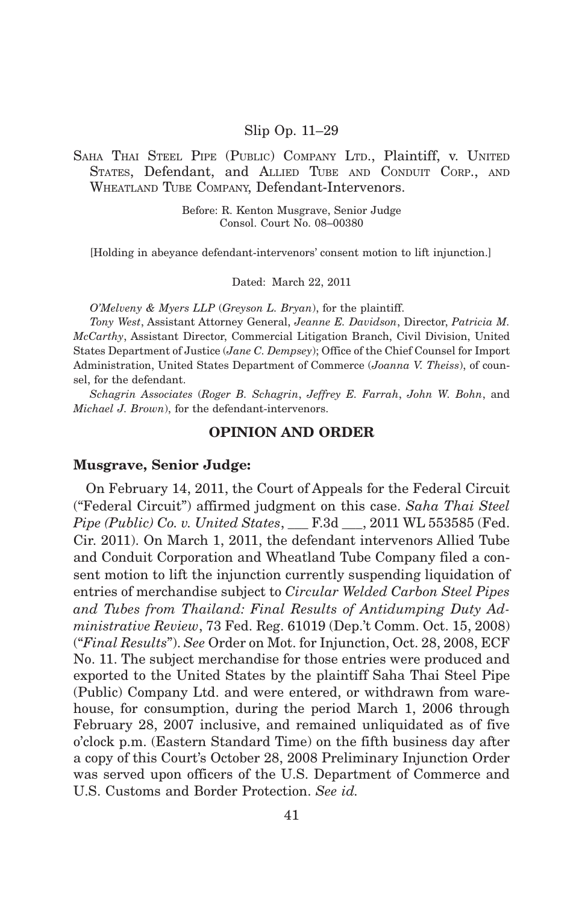Slip Op. 11–29

SAHA THAI STEEL PIPE (PUBLIC) COMPANY LTD., Plaintiff, v. UNITED STATES, Defendant, and ALLIED TUBE AND CONDUIT CORP., AND WHEATLAND TUBE COMPANY, Defendant-Intervenors.

Before: R. Kenton Musgrave, Senior Judge
Consol. Court No. 08–00380

[Holding in abeyance defendant-intervenors' consent motion to lift injunction.]

Dated: March 22, 2011

*O'Melveny & Myers LLP* (*Greyson L. Bryan*), for the plaintiff.

*Tony West*, Assistant Attorney General, *Jeanne E. Davidson*, Director, *Patricia M. McCarthy*, Assistant Director, Commercial Litigation Branch, Civil Division, United States Department of Justice (*Jane C. Dempsey*); Office of the Chief Counsel for Import Administration, United States Department of Commerce (*Joanna V. Theiss*), of counsel, for the defendant.

*Schagrin Associates* (*Roger B. Schagrin*, *Jeffrey E. Farrah*, *John W. Bohn*, and *Michael J. Brown*), for the defendant-intervenors.

## OPINION AND ORDER

**Musgrave, Senior Judge:**

On February 14, 2011, the Court of Appeals for the Federal Circuit ("Federal Circuit") affirmed judgment on this case. *Saha Thai Steel Pipe (Public) Co. v. United States*, ___ F.3d ___, 2011 WL 553585 (Fed. Cir. 2011). On March 1, 2011, the defendant intervenors Allied Tube and Conduit Corporation and Wheatland Tube Company filed a consent motion to lift the injunction currently suspending liquidation of entries of merchandise subject to *Circular Welded Carbon Steel Pipes and Tubes from Thailand: Final Results of Antidumping Duty Administrative Review*, 73 Fed. Reg. 61019 (Dep.'t Comm. Oct. 15, 2008) ("*Final Results*"). *See* Order on Mot. for Injunction, Oct. 28, 2008, ECF No. 11. The subject merchandise for those entries were produced and exported to the United States by the plaintiff Saha Thai Steel Pipe (Public) Company Ltd. and were entered, or withdrawn from warehouse, for consumption, during the period March 1, 2006 through February 28, 2007 inclusive, and remained unliquidated as of five o'clock p.m. (Eastern Standard Time) on the fifth business day after a copy of this Court's October 28, 2008 Preliminary Injunction Order was served upon officers of the U.S. Department of Commerce and U.S. Customs and Border Protection. *See id.*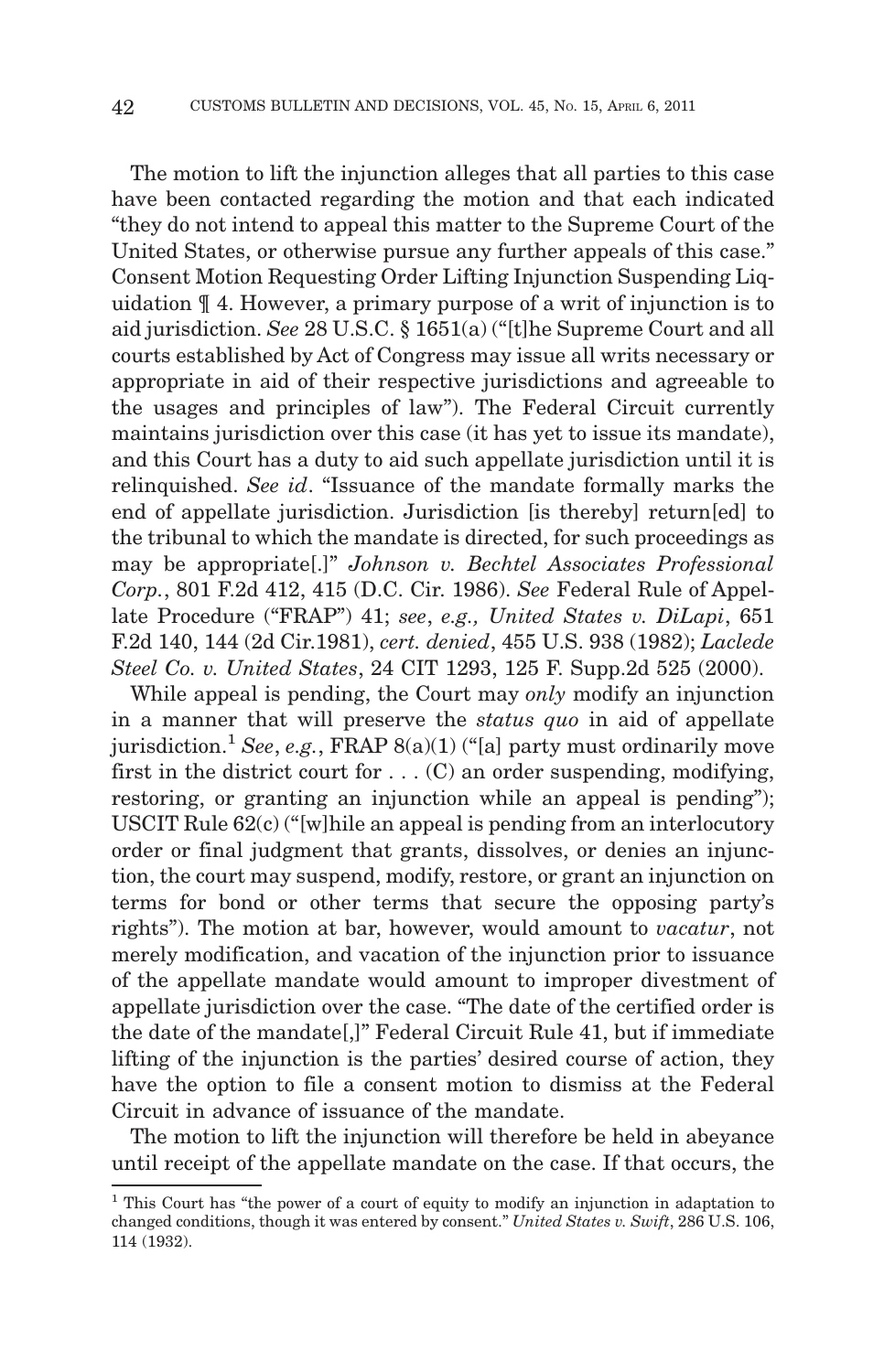The motion to lift the injunction alleges that all parties to this case have been contacted regarding the motion and that each indicated "they do not intend to appeal this matter to the Supreme Court of the United States, or otherwise pursue any further appeals of this case." Consent Motion Requesting Order Lifting Injunction Suspending Liquidation ¶ 4. However, a primary purpose of a writ of injunction is to aid jurisdiction. *See* 28 U.S.C. § 1651(a) ("[t]he Supreme Court and all courts established by Act of Congress may issue all writs necessary or appropriate in aid of their respective jurisdictions and agreeable to the usages and principles of law"). The Federal Circuit currently maintains jurisdiction over this case (it has yet to issue its mandate), and this Court has a duty to aid such appellate jurisdiction until it is relinquished. *See id*. "Issuance of the mandate formally marks the end of appellate jurisdiction. Jurisdiction [is thereby] return[ed] to the tribunal to which the mandate is directed, for such proceedings as may be appropriate[.]" *Johnson v. Bechtel Associates Professional Corp.*, 801 F.2d 412, 415 (D.C. Cir. 1986). *See* Federal Rule of Appellate Procedure ("FRAP") 41; *see*, *e.g., United States v. DiLapi*, 651 F.2d 140, 144 (2d Cir.1981), *cert. denied*, 455 U.S. 938 (1982); *Laclede Steel Co. v. United States*, 24 CIT 1293, 125 F. Supp.2d 525 (2000).

While appeal is pending, the Court may *only* modify an injunction in a manner that will preserve the *status quo* in aid of appellate jurisdiction.[1] *See*, *e.g.*, FRAP 8(a)(1) ("[a] party must ordinarily move first in the district court for . . . (C) an order suspending, modifying, restoring, or granting an injunction while an appeal is pending"); USCIT Rule 62(c) ("[w]hile an appeal is pending from an interlocutory order or final judgment that grants, dissolves, or denies an injunction, the court may suspend, modify, restore, or grant an injunction on terms for bond or other terms that secure the opposing party's rights"). The motion at bar, however, would amount to *vacatur*, not merely modification, and vacation of the injunction prior to issuance of the appellate mandate would amount to improper divestment of appellate jurisdiction over the case. "The date of the certified order is the date of the mandate[,]" Federal Circuit Rule 41, but if immediate lifting of the injunction is the parties' desired course of action, they have the option to file a consent motion to dismiss at the Federal Circuit in advance of issuance of the mandate.

The motion to lift the injunction will therefore be held in abeyance until receipt of the appellate mandate on the case. If that occurs, the

[1] This Court has "the power of a court of equity to modify an injunction in adaptation to changed conditions, though it was entered by consent." *United States v. Swift*, 286 U.S. 106, 114 (1932).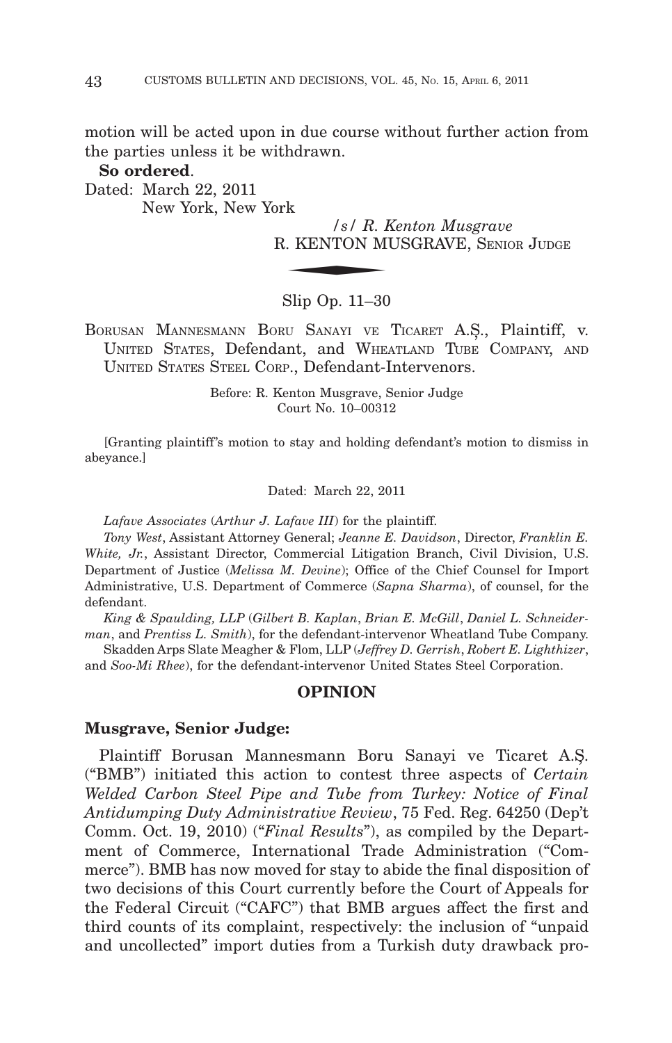motion will be acted upon in due course without further action from the parties unless it be withdrawn.

**So ordered**.

Dated: March 22, 2011
New York, New York

*/s/ R. Kenton Musgrave*
R. KENTON MUSGRAVE, SENIOR JUDGE

---

Slip Op. 11–30

BORUSAN MANNESMANN BORU SANAYI VE TICARET A.Ş., Plaintiff, v. UNITED STATES, Defendant, and WHEATLAND TUBE COMPANY, AND UNITED STATES STEEL CORP., Defendant-Intervenors.

Before: R. Kenton Musgrave, Senior Judge
Court No. 10–00312

[Granting plaintiff's motion to stay and holding defendant's motion to dismiss in abeyance.]

Dated: March 22, 2011

*Lafave Associates* (*Arthur J. Lafave III*) for the plaintiff.

*Tony West*, Assistant Attorney General; *Jeanne E. Davidson*, Director, *Franklin E. White, Jr.*, Assistant Director, Commercial Litigation Branch, Civil Division, U.S. Department of Justice (*Melissa M. Devine*); Office of the Chief Counsel for Import Administrative, U.S. Department of Commerce (*Sapna Sharma*), of counsel, for the defendant.

*King & Spaulding, LLP* (*Gilbert B. Kaplan*, *Brian E. McGill*, *Daniel L. Schneiderman*, and *Prentiss L. Smith*), for the defendant-intervenor Wheatland Tube Company.

Skadden Arps Slate Meagher & Flom, LLP (*Jeffrey D. Gerrish*, *Robert E. Lighthizer*, and *Soo-Mi Rhee*), for the defendant-intervenor United States Steel Corporation.

## OPINION

### Musgrave, Senior Judge:

Plaintiff Borusan Mannesmann Boru Sanayi ve Ticaret A.Ş. ("BMB") initiated this action to contest three aspects of *Certain Welded Carbon Steel Pipe and Tube from Turkey: Notice of Final Antidumping Duty Administrative Review*, 75 Fed. Reg. 64250 (Dep't Comm. Oct. 19, 2010) ("*Final Results*"), as compiled by the Department of Commerce, International Trade Administration ("Commerce"). BMB has now moved for stay to abide the final disposition of two decisions of this Court currently before the Court of Appeals for the Federal Circuit ("CAFC") that BMB argues affect the first and third counts of its complaint, respectively: the inclusion of "unpaid and uncollected" import duties from a Turkish duty drawback pro-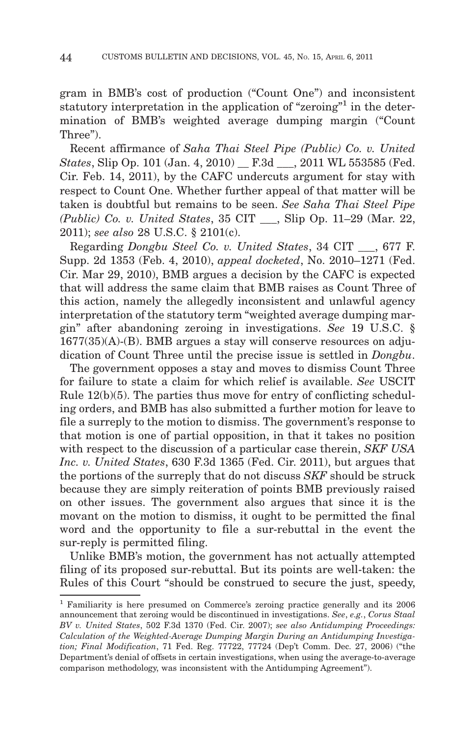gram in BMB's cost of production ("Count One") and inconsistent statutory interpretation in the application of "zeroing"[1] in the determination of BMB's weighted average dumping margin ("Count Three").

Recent affirmance of *Saha Thai Steel Pipe (Public) Co. v. United States*, Slip Op. 101 (Jan. 4, 2010) __ F.3d ___, 2011 WL 553585 (Fed. Cir. Feb. 14, 2011), by the CAFC undercuts argument for stay with respect to Count One. Whether further appeal of that matter will be taken is doubtful but remains to be seen. *See Saha Thai Steel Pipe (Public) Co. v. United States*, 35 CIT ___, Slip Op. 11–29 (Mar. 22, 2011); *see also* 28 U.S.C. § 2101(c).

Regarding *Dongbu Steel Co. v. United States*, 34 CIT ___, 677 F. Supp. 2d 1353 (Feb. 4, 2010), *appeal docketed*, No. 2010–1271 (Fed. Cir. Mar 29, 2010), BMB argues a decision by the CAFC is expected that will address the same claim that BMB raises as Count Three of this action, namely the allegedly inconsistent and unlawful agency interpretation of the statutory term "weighted average dumping margin" after abandoning zeroing in investigations. *See* 19 U.S.C. § 1677(35)(A)-(B). BMB argues a stay will conserve resources on adjudication of Count Three until the precise issue is settled in *Dongbu*.

The government opposes a stay and moves to dismiss Count Three for failure to state a claim for which relief is available. *See* USCIT Rule 12(b)(5). The parties thus move for entry of conflicting scheduling orders, and BMB has also submitted a further motion for leave to file a surreply to the motion to dismiss. The government's response to that motion is one of partial opposition, in that it takes no position with respect to the discussion of a particular case therein, *SKF USA Inc. v. United States*, 630 F.3d 1365 (Fed. Cir. 2011), but argues that the portions of the surreply that do not discuss *SKF* should be struck because they are simply reiteration of points BMB previously raised on other issues. The government also argues that since it is the movant on the motion to dismiss, it ought to be permitted the final word and the opportunity to file a sur-rebuttal in the event the sur-reply is permitted filing.

Unlike BMB's motion, the government has not actually attempted filing of its proposed sur-rebuttal. But its points are well-taken: the Rules of this Court "should be construed to secure the just, speedy,

---

[1] Familiarity is here presumed on Commerce's zeroing practice generally and its 2006 announcement that zeroing would be discontinued in investigations. *See*, *e.g.*, *Corus Staal BV v. United States*, 502 F.3d 1370 (Fed. Cir. 2007); *see also Antidumping Proceedings: Calculation of the Weighted-Average Dumping Margin During an Antidumping Investigation; Final Modification*, 71 Fed. Reg. 77722, 77724 (Dep't Comm. Dec. 27, 2006) ("the Department's denial of offsets in certain investigations, when using the average-to-average comparison methodology, was inconsistent with the Antidumping Agreement").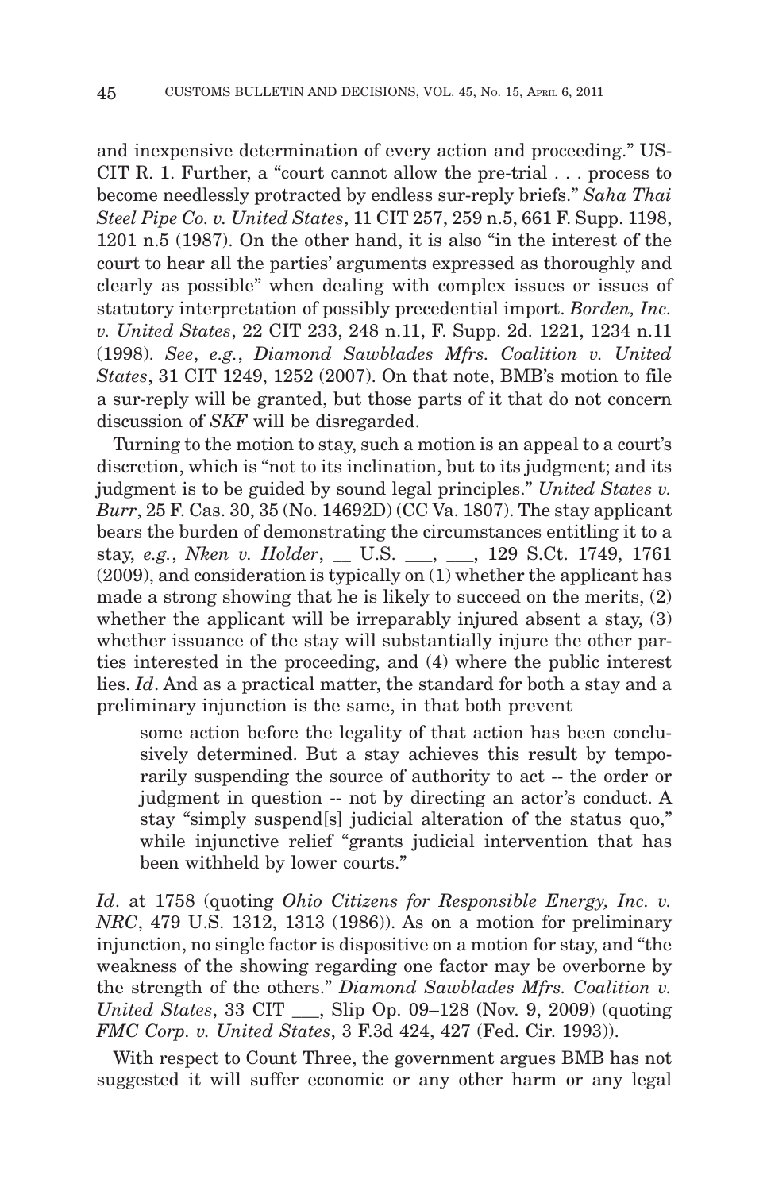and inexpensive determination of every action and proceeding." USCIT R. 1. Further, a "court cannot allow the pre-trial . . . process to become needlessly protracted by endless sur-reply briefs." *Saha Thai Steel Pipe Co. v. United States*, 11 CIT 257, 259 n.5, 661 F. Supp. 1198, 1201 n.5 (1987). On the other hand, it is also "in the interest of the court to hear all the parties' arguments expressed as thoroughly and clearly as possible" when dealing with complex issues or issues of statutory interpretation of possibly precedential import. *Borden, Inc. v. United States*, 22 CIT 233, 248 n.11, F. Supp. 2d. 1221, 1234 n.11 (1998). *See*, *e.g.*, *Diamond Sawblades Mfrs. Coalition v. United States*, 31 CIT 1249, 1252 (2007). On that note, BMB's motion to file a sur-reply will be granted, but those parts of it that do not concern discussion of *SKF* will be disregarded.

Turning to the motion to stay, such a motion is an appeal to a court's discretion, which is "not to its inclination, but to its judgment; and its judgment is to be guided by sound legal principles." *United States v. Burr*, 25 F. Cas. 30, 35 (No. 14692D) (CC Va. 1807). The stay applicant bears the burden of demonstrating the circumstances entitling it to a stay, *e.g.*, *Nken v. Holder*, __ U.S. ___, ___, 129 S.Ct. 1749, 1761 (2009), and consideration is typically on (1) whether the applicant has made a strong showing that he is likely to succeed on the merits, (2) whether the applicant will be irreparably injured absent a stay, (3) whether issuance of the stay will substantially injure the other parties interested in the proceeding, and (4) where the public interest lies. *Id*. And as a practical matter, the standard for both a stay and a preliminary injunction is the same, in that both prevent

> some action before the legality of that action has been conclusively determined. But a stay achieves this result by temporarily suspending the source of authority to act -- the order or judgment in question -- not by directing an actor's conduct. A stay "simply suspend[s] judicial alteration of the status quo," while injunctive relief "grants judicial intervention that has been withheld by lower courts."

*Id*. at 1758 (quoting *Ohio Citizens for Responsible Energy, Inc. v. NRC*, 479 U.S. 1312, 1313 (1986)). As on a motion for preliminary injunction, no single factor is dispositive on a motion for stay, and "the weakness of the showing regarding one factor may be overborne by the strength of the others." *Diamond Sawblades Mfrs. Coalition v. United States*, 33 CIT ___, Slip Op. 09–128 (Nov. 9, 2009) (quoting *FMC Corp. v. United States*, 3 F.3d 424, 427 (Fed. Cir. 1993)).

With respect to Count Three, the government argues BMB has not suggested it will suffer economic or any other harm or any legal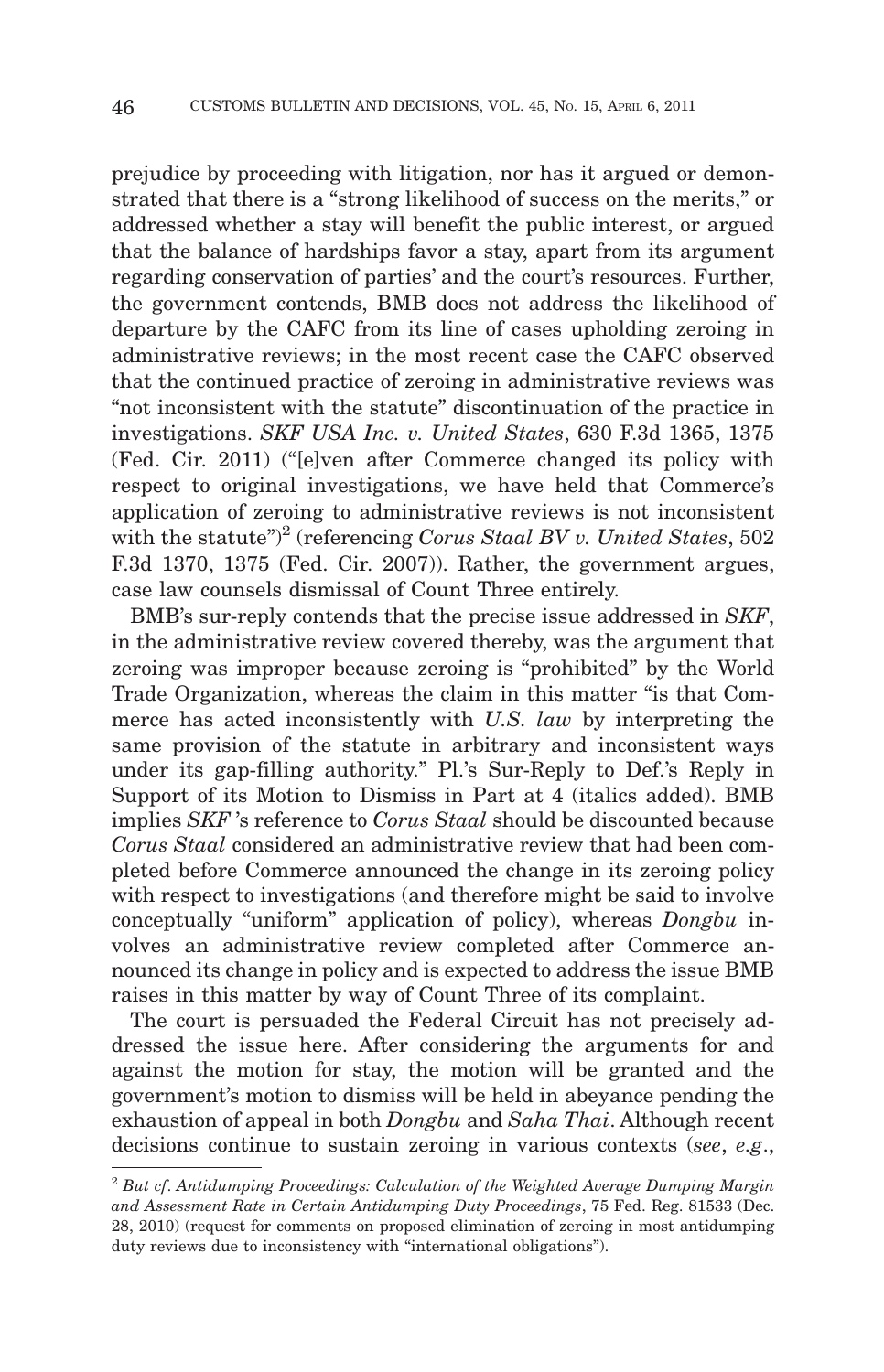prejudice by proceeding with litigation, nor has it argued or demonstrated that there is a "strong likelihood of success on the merits," or addressed whether a stay will benefit the public interest, or argued that the balance of hardships favor a stay, apart from its argument regarding conservation of parties' and the court's resources. Further, the government contends, BMB does not address the likelihood of departure by the CAFC from its line of cases upholding zeroing in administrative reviews; in the most recent case the CAFC observed that the continued practice of zeroing in administrative reviews was "not inconsistent with the statute" discontinuation of the practice in investigations. *SKF USA Inc. v. United States*, 630 F.3d 1365, 1375 (Fed. Cir. 2011) ("[e]ven after Commerce changed its policy with respect to original investigations, we have held that Commerce's application of zeroing to administrative reviews is not inconsistent with the statute")[2] (referencing *Corus Staal BV v. United States*, 502 F.3d 1370, 1375 (Fed. Cir. 2007)). Rather, the government argues, case law counsels dismissal of Count Three entirely.

BMB's sur-reply contends that the precise issue addressed in *SKF*, in the administrative review covered thereby, was the argument that zeroing was improper because zeroing is "prohibited" by the World Trade Organization, whereas the claim in this matter "is that Commerce has acted inconsistently with *U.S. law* by interpreting the same provision of the statute in arbitrary and inconsistent ways under its gap-filling authority." Pl.'s Sur-Reply to Def.'s Reply in Support of its Motion to Dismiss in Part at 4 (italics added). BMB implies *SKF* 's reference to *Corus Staal* should be discounted because *Corus Staal* considered an administrative review that had been completed before Commerce announced the change in its zeroing policy with respect to investigations (and therefore might be said to involve conceptually "uniform" application of policy), whereas *Dongbu* involves an administrative review completed after Commerce announced its change in policy and is expected to address the issue BMB raises in this matter by way of Count Three of its complaint.

The court is persuaded the Federal Circuit has not precisely addressed the issue here. After considering the arguments for and against the motion for stay, the motion will be granted and the government's motion to dismiss will be held in abeyance pending the exhaustion of appeal in both *Dongbu* and *Saha Thai*. Although recent decisions continue to sustain zeroing in various contexts (*see*, *e.g*.,

---

[2] *But cf*. *Antidumping Proceedings: Calculation of the Weighted Average Dumping Margin and Assessment Rate in Certain Antidumping Duty Proceedings*, 75 Fed. Reg. 81533 (Dec. 28, 2010) (request for comments on proposed elimination of zeroing in most antidumping duty reviews due to inconsistency with "international obligations").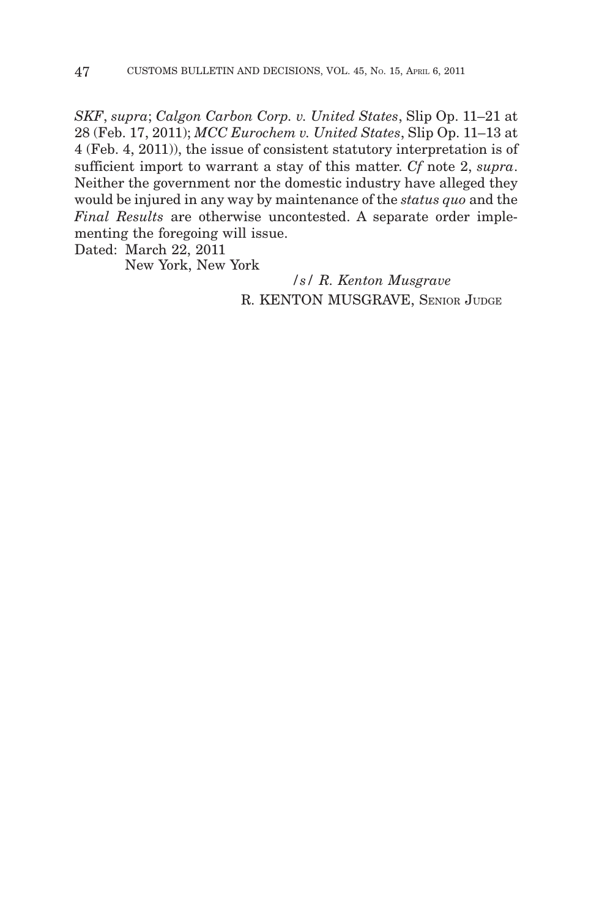*SKF*, *supra*; *Calgon Carbon Corp. v. United States*, Slip Op. 11–21 at 28 (Feb. 17, 2011); *MCC Eurochem v. United States*, Slip Op. 11–13 at 4 (Feb. 4, 2011)), the issue of consistent statutory interpretation is of sufficient import to warrant a stay of this matter. *Cf* note 2, *supra*. Neither the government nor the domestic industry have alleged they would be injured in any way by maintenance of the *status quo* and the *Final Results* are otherwise uncontested. A separate order implementing the foregoing will issue.

Dated: March 22, 2011
New York, New York

/s/ *R. Kenton Musgrave*
R. KENTON MUSGRAVE, SENIOR JUDGE